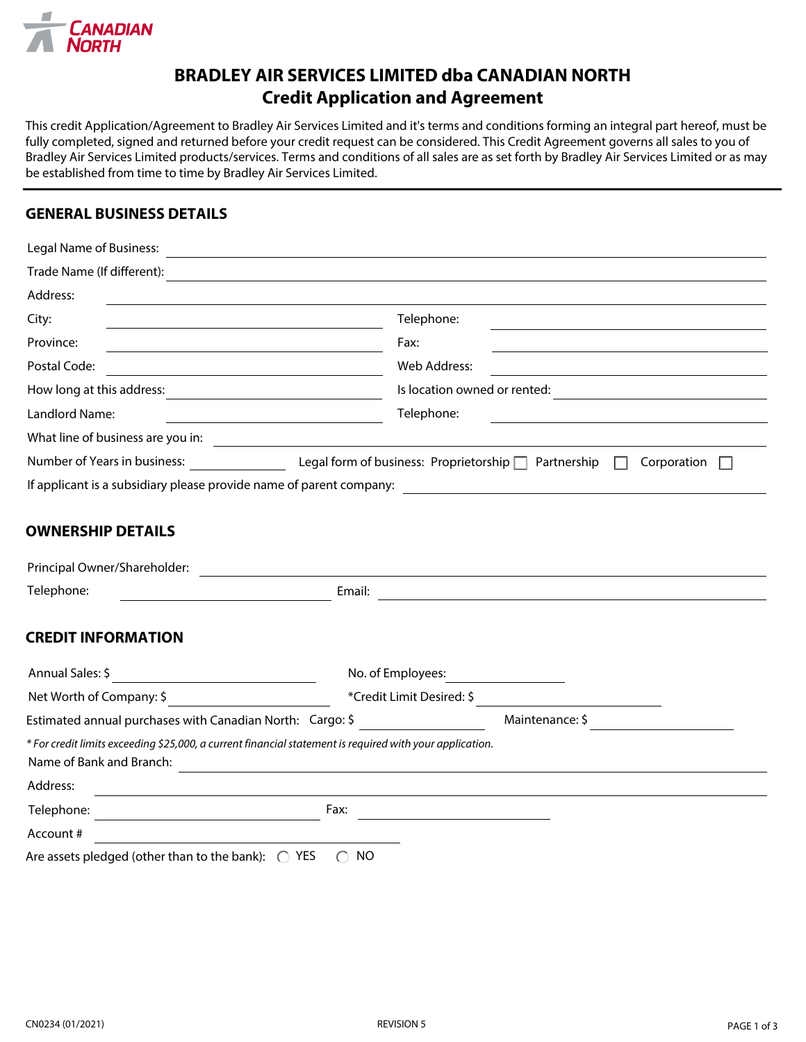CANADIAN NORTH

# BRADLEY AIR SERVICES LIMITED dba CANADIAN NORTH
# Credit Application and Agreement

This credit Application/Agreement to Bradley Air Services Limited and it's terms and conditions forming an integral part hereof, must be fully completed, signed and returned before your credit request can be considered. This Credit Agreement governs all sales to you of Bradley Air Services Limited products/services. Terms and conditions of all sales are as set forth by Bradley Air Services Limited or as may be established from time to time by Bradley Air Services Limited.

---

## GENERAL BUSINESS DETAILS

Legal Name of Business: ______________________________

Trade Name (If different): ______________________________

Address: ______________________________

City: ______________________ Telephone: ______________________

Province: ______________________ Fax: ______________________

Postal Code: ______________________ Web Address: ______________________

How long at this address: ______________________ Is location owned or rented: ______________________

Landlord Name: ______________________ Telephone: ______________________

What line of business are you in: ______________________________

Number of Years in business: __________ Legal form of business: Proprietorship ☐ Partnership ☐ Corporation ☐

If applicant is a subsidiary please provide name of parent company: ______________________________

## OWNERSHIP DETAILS

Principal Owner/Shareholder: ______________________________

Telephone: ______________________ Email: ______________________

## CREDIT INFORMATION

Annual Sales: $ ______________________ No. of Employees: ______________________

Net Worth of Company: $ ______________________ *Credit Limit Desired: $ ______________________

Estimated annual purchases with Canadian North: Cargo: $ ______________ Maintenance: $ ______________

*\* For credit limits exceeding $25,000, a current financial statement is required with your application.*

Name of Bank and Branch: ______________________________

Address: ______________________________

Telephone: ______________________ Fax: ______________________

Account # ______________________

Are assets pledged (other than to the bank): ◯ YES ◯ NO

CN0234 (01/2021) REVISION 5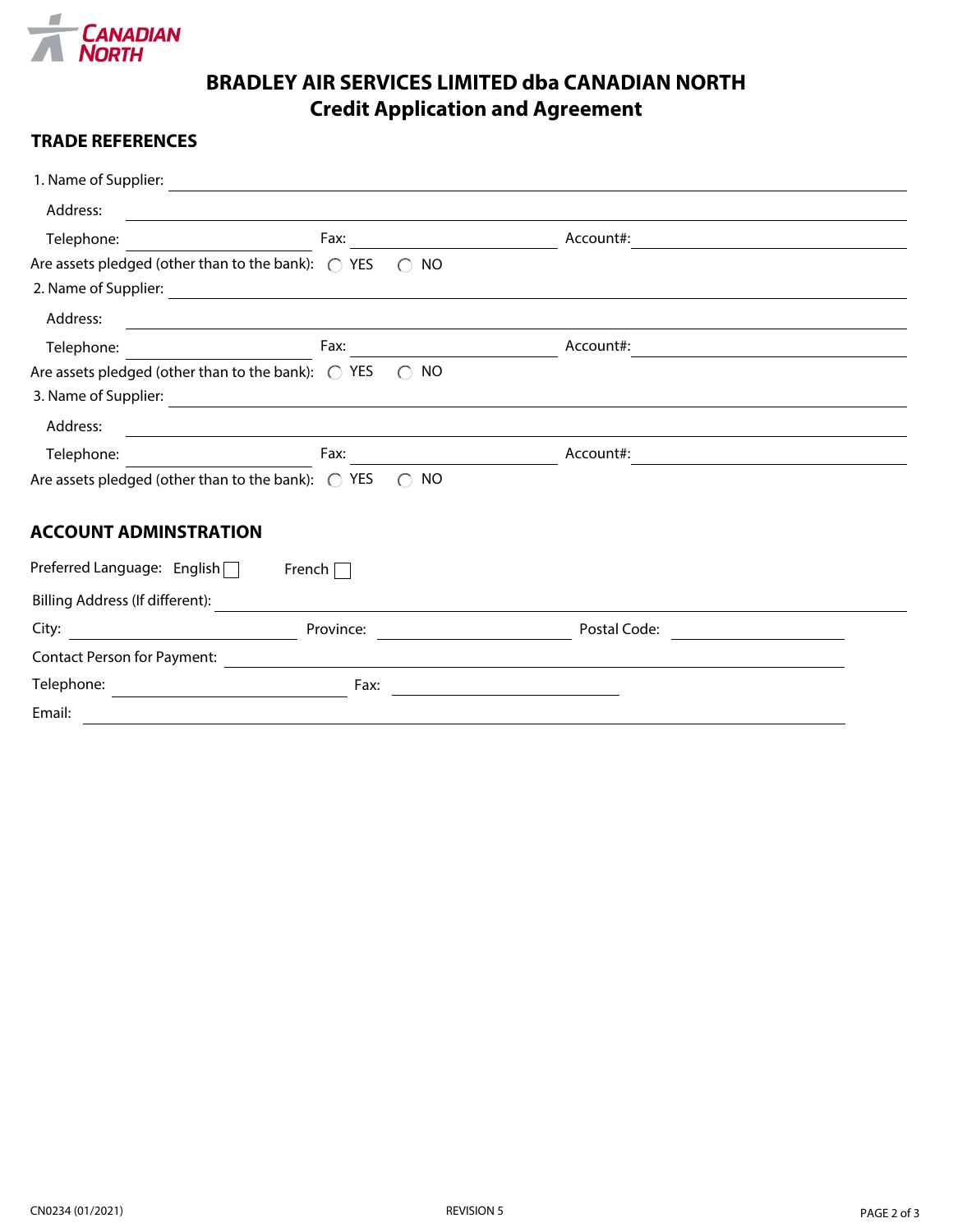# BRADLEY AIR SERVICES LIMITED dba CANADIAN NORTH
## Credit Application and Agreement

### TRADE REFERENCES

1. Name of Supplier: ____________________

   Address: ____________________

   Telephone: ____________ Fax: ____________ Account#: ____________

   Are assets pledged (other than to the bank): ◯ YES ◯ NO

2. Name of Supplier: ____________________

   Address: ____________________

   Telephone: ____________ Fax: ____________ Account#: ____________

   Are assets pledged (other than to the bank): ◯ YES ◯ NO

3. Name of Supplier: ____________________

   Address: ____________________

   Telephone: ____________ Fax: ____________ Account#: ____________

   Are assets pledged (other than to the bank): ◯ YES ◯ NO

### ACCOUNT ADMINSTRATION

Preferred Language: English ☐ French ☐

Billing Address (If different): ____________________

City: ____________ Province: ____________ Postal Code: ____________

Contact Person for Payment: ____________________

Telephone: ____________ Fax: ____________

Email: ____________________

CN0234 (01/2021) REVISION 5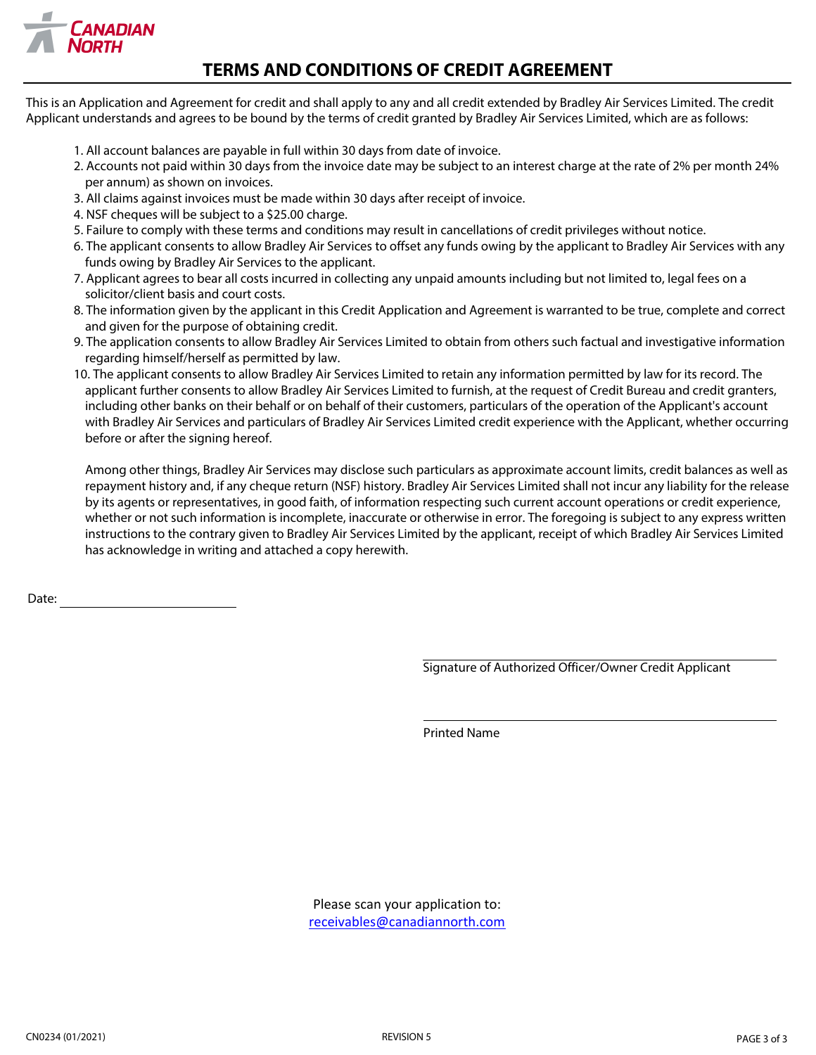# TERMS AND CONDITIONS OF CREDIT AGREEMENT

This is an Application and Agreement for credit and shall apply to any and all credit extended by Bradley Air Services Limited. The credit Applicant understands and agrees to be bound by the terms of credit granted by Bradley Air Services Limited, which are as follows:

1. All account balances are payable in full within 30 days from date of invoice.
2. Accounts not paid within 30 days from the invoice date may be subject to an interest charge at the rate of 2% per month 24% per annum) as shown on invoices.
3. All claims against invoices must be made within 30 days after receipt of invoice.
4. NSF cheques will be subject to a $25.00 charge.
5. Failure to comply with these terms and conditions may result in cancellations of credit privileges without notice.
6. The applicant consents to allow Bradley Air Services to offset any funds owing by the applicant to Bradley Air Services with any funds owing by Bradley Air Services to the applicant.
7. Applicant agrees to bear all costs incurred in collecting any unpaid amounts including but not limited to, legal fees on a solicitor/client basis and court costs.
8. The information given by the applicant in this Credit Application and Agreement is warranted to be true, complete and correct and given for the purpose of obtaining credit.
9. The application consents to allow Bradley Air Services Limited to obtain from others such factual and investigative information regarding himself/herself as permitted by law.
10. The applicant consents to allow Bradley Air Services Limited to retain any information permitted by law for its record. The applicant further consents to allow Bradley Air Services Limited to furnish, at the request of Credit Bureau and credit granters, including other banks on their behalf or on behalf of their customers, particulars of the operation of the Applicant's account with Bradley Air Services and particulars of Bradley Air Services Limited credit experience with the Applicant, whether occurring before or after the signing hereof.

    Among other things, Bradley Air Services may disclose such particulars as approximate account limits, credit balances as well as repayment history and, if any cheque return (NSF) history. Bradley Air Services Limited shall not incur any liability for the release by its agents or representatives, in good faith, of information respecting such current account operations or credit experience, whether or not such information is incomplete, inaccurate or otherwise in error. The foregoing is subject to any express written instructions to the contrary given to Bradley Air Services Limited by the applicant, receipt of which Bradley Air Services Limited has acknowledge in writing and attached a copy herewith.

Date: ____________________

____________________________________
Signature of Authorized Officer/Owner Credit Applicant

____________________________________
Printed Name

Please scan your application to:
receivables@canadiannorth.com

CN0234 (01/2021) REVISION 5